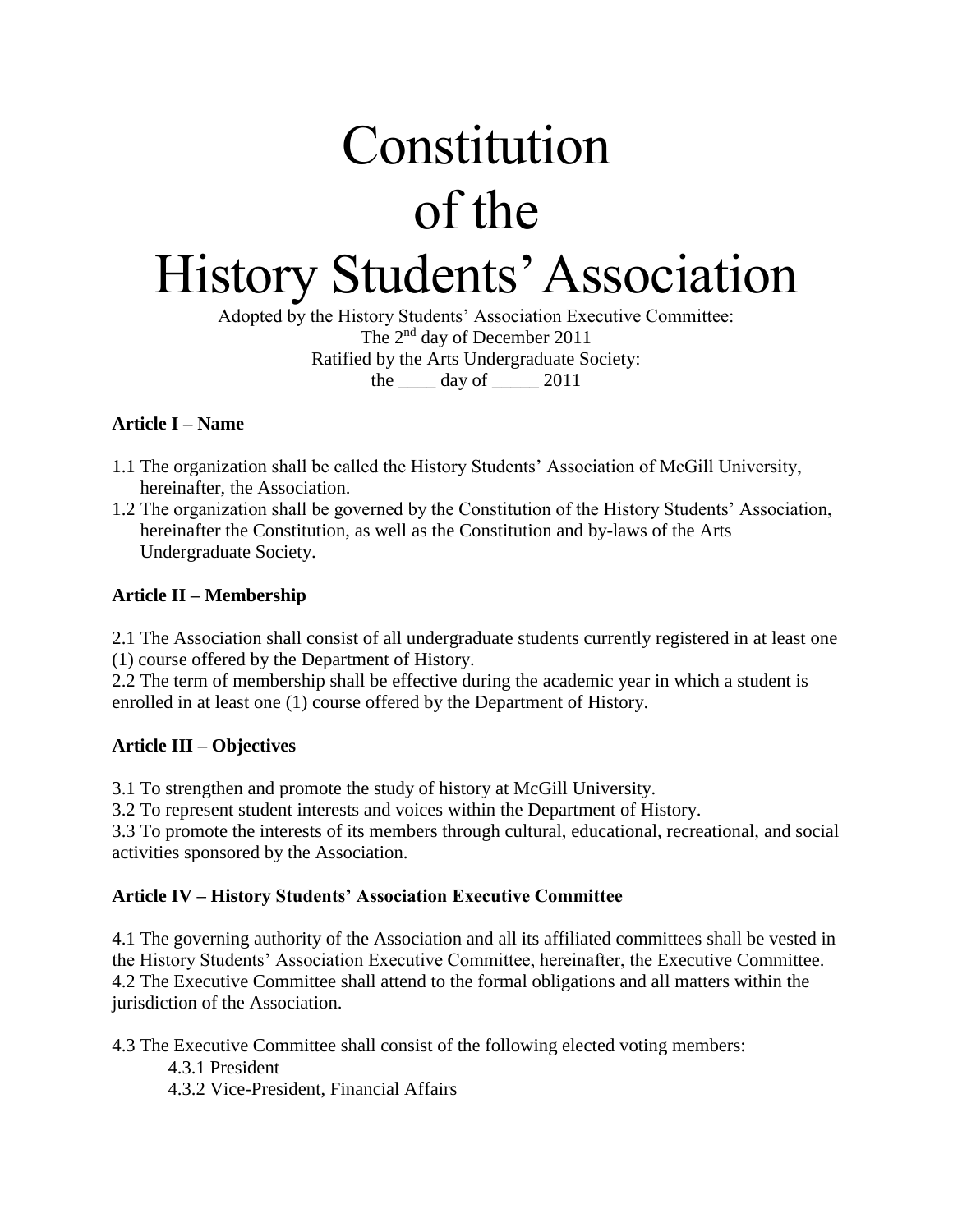# Constitution of the History Students' Association

Adopted by the History Students' Association Executive Committee:
The 2nd day of December 2011
Ratified by the Arts Undergraduate Society:
the ____ day of _____ 2011

**Article I – Name**

1.1 The organization shall be called the History Students' Association of McGill University, hereinafter, the Association.
1.2 The organization shall be governed by the Constitution of the History Students' Association, hereinafter the Constitution, as well as the Constitution and by-laws of the Arts Undergraduate Society.

**Article II – Membership**

2.1 The Association shall consist of all undergraduate students currently registered in at least one (1) course offered by the Department of History.
2.2 The term of membership shall be effective during the academic year in which a student is enrolled in at least one (1) course offered by the Department of History.

**Article III – Objectives**

3.1 To strengthen and promote the study of history at McGill University.
3.2 To represent student interests and voices within the Department of History.
3.3 To promote the interests of its members through cultural, educational, recreational, and social activities sponsored by the Association.

**Article IV – History Students' Association Executive Committee**

4.1 The governing authority of the Association and all its affiliated committees shall be vested in the History Students' Association Executive Committee, hereinafter, the Executive Committee.
4.2 The Executive Committee shall attend to the formal obligations and all matters within the jurisdiction of the Association.

4.3 The Executive Committee shall consist of the following elected voting members:

- 4.3.1 President
- 4.3.2 Vice-President, Financial Affairs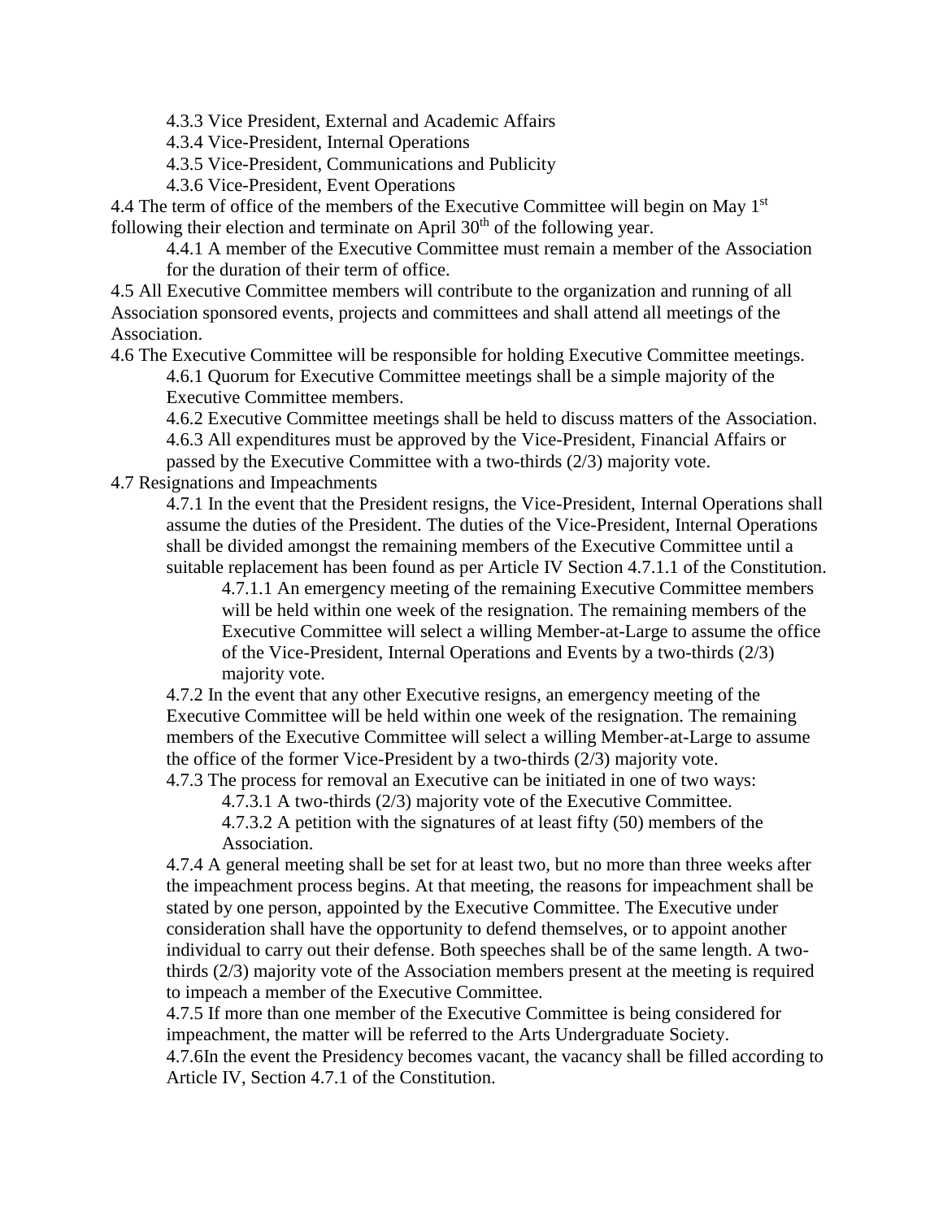4.3.3 Vice President, External and Academic Affairs

4.3.4 Vice-President, Internal Operations

4.3.5 Vice-President, Communications and Publicity

4.3.6 Vice-President, Event Operations

4.4 The term of office of the members of the Executive Committee will begin on May 1st following their election and terminate on April 30th of the following year.

4.4.1 A member of the Executive Committee must remain a member of the Association for the duration of their term of office.

4.5 All Executive Committee members will contribute to the organization and running of all Association sponsored events, projects and committees and shall attend all meetings of the Association.

4.6 The Executive Committee will be responsible for holding Executive Committee meetings.

4.6.1 Quorum for Executive Committee meetings shall be a simple majority of the Executive Committee members.

4.6.2 Executive Committee meetings shall be held to discuss matters of the Association.

4.6.3 All expenditures must be approved by the Vice-President, Financial Affairs or passed by the Executive Committee with a two-thirds (2/3) majority vote.

4.7 Resignations and Impeachments

4.7.1 In the event that the President resigns, the Vice-President, Internal Operations shall assume the duties of the President. The duties of the Vice-President, Internal Operations shall be divided amongst the remaining members of the Executive Committee until a suitable replacement has been found as per Article IV Section 4.7.1.1 of the Constitution.

4.7.1.1 An emergency meeting of the remaining Executive Committee members will be held within one week of the resignation. The remaining members of the Executive Committee will select a willing Member-at-Large to assume the office of the Vice-President, Internal Operations and Events by a two-thirds (2/3) majority vote.

4.7.2 In the event that any other Executive resigns, an emergency meeting of the Executive Committee will be held within one week of the resignation. The remaining members of the Executive Committee will select a willing Member-at-Large to assume the office of the former Vice-President by a two-thirds (2/3) majority vote.

4.7.3 The process for removal an Executive can be initiated in one of two ways:

4.7.3.1 A two-thirds (2/3) majority vote of the Executive Committee.

4.7.3.2 A petition with the signatures of at least fifty (50) members of the Association.

4.7.4 A general meeting shall be set for at least two, but no more than three weeks after the impeachment process begins. At that meeting, the reasons for impeachment shall be stated by one person, appointed by the Executive Committee. The Executive under consideration shall have the opportunity to defend themselves, or to appoint another individual to carry out their defense. Both speeches shall be of the same length. A two-thirds (2/3) majority vote of the Association members present at the meeting is required to impeach a member of the Executive Committee.

4.7.5 If more than one member of the Executive Committee is being considered for impeachment, the matter will be referred to the Arts Undergraduate Society.

4.7.6In the event the Presidency becomes vacant, the vacancy shall be filled according to Article IV, Section 4.7.1 of the Constitution.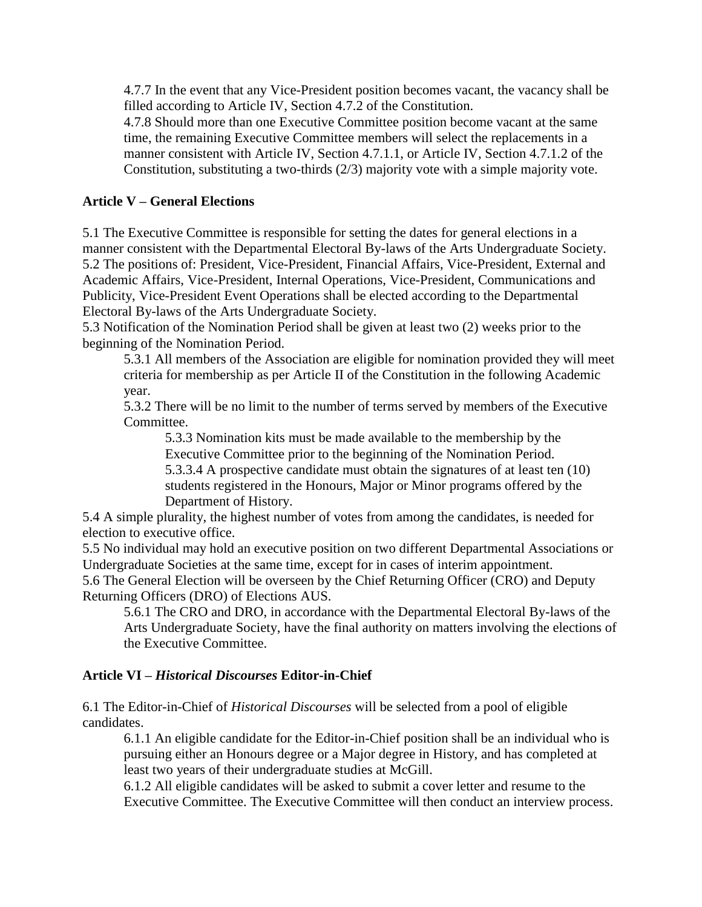4.7.7 In the event that any Vice-President position becomes vacant, the vacancy shall be filled according to Article IV, Section 4.7.2 of the Constitution.

4.7.8 Should more than one Executive Committee position become vacant at the same time, the remaining Executive Committee members will select the replacements in a manner consistent with Article IV, Section 4.7.1.1, or Article IV, Section 4.7.1.2 of the Constitution, substituting a two-thirds (2/3) majority vote with a simple majority vote.

**Article V – General Elections**

5.1 The Executive Committee is responsible for setting the dates for general elections in a manner consistent with the Departmental Electoral By-laws of the Arts Undergraduate Society.

5.2 The positions of: President, Vice-President, Financial Affairs, Vice-President, External and Academic Affairs, Vice-President, Internal Operations, Vice-President, Communications and Publicity, Vice-President Event Operations shall be elected according to the Departmental Electoral By-laws of the Arts Undergraduate Society.

5.3 Notification of the Nomination Period shall be given at least two (2) weeks prior to the beginning of the Nomination Period.

5.3.1 All members of the Association are eligible for nomination provided they will meet criteria for membership as per Article II of the Constitution in the following Academic year.

5.3.2 There will be no limit to the number of terms served by members of the Executive Committee.

5.3.3 Nomination kits must be made available to the membership by the Executive Committee prior to the beginning of the Nomination Period.

5.3.3.4 A prospective candidate must obtain the signatures of at least ten (10) students registered in the Honours, Major or Minor programs offered by the Department of History.

5.4 A simple plurality, the highest number of votes from among the candidates, is needed for election to executive office.

5.5 No individual may hold an executive position on two different Departmental Associations or Undergraduate Societies at the same time, except for in cases of interim appointment.

5.6 The General Election will be overseen by the Chief Returning Officer (CRO) and Deputy Returning Officers (DRO) of Elections AUS.

5.6.1 The CRO and DRO, in accordance with the Departmental Electoral By-laws of the Arts Undergraduate Society, have the final authority on matters involving the elections of the Executive Committee.

**Article VI – *Historical Discourses* Editor-in-Chief**

6.1 The Editor-in-Chief of *Historical Discourses* will be selected from a pool of eligible candidates.

6.1.1 An eligible candidate for the Editor-in-Chief position shall be an individual who is pursuing either an Honours degree or a Major degree in History, and has completed at least two years of their undergraduate studies at McGill.

6.1.2 All eligible candidates will be asked to submit a cover letter and resume to the Executive Committee. The Executive Committee will then conduct an interview process.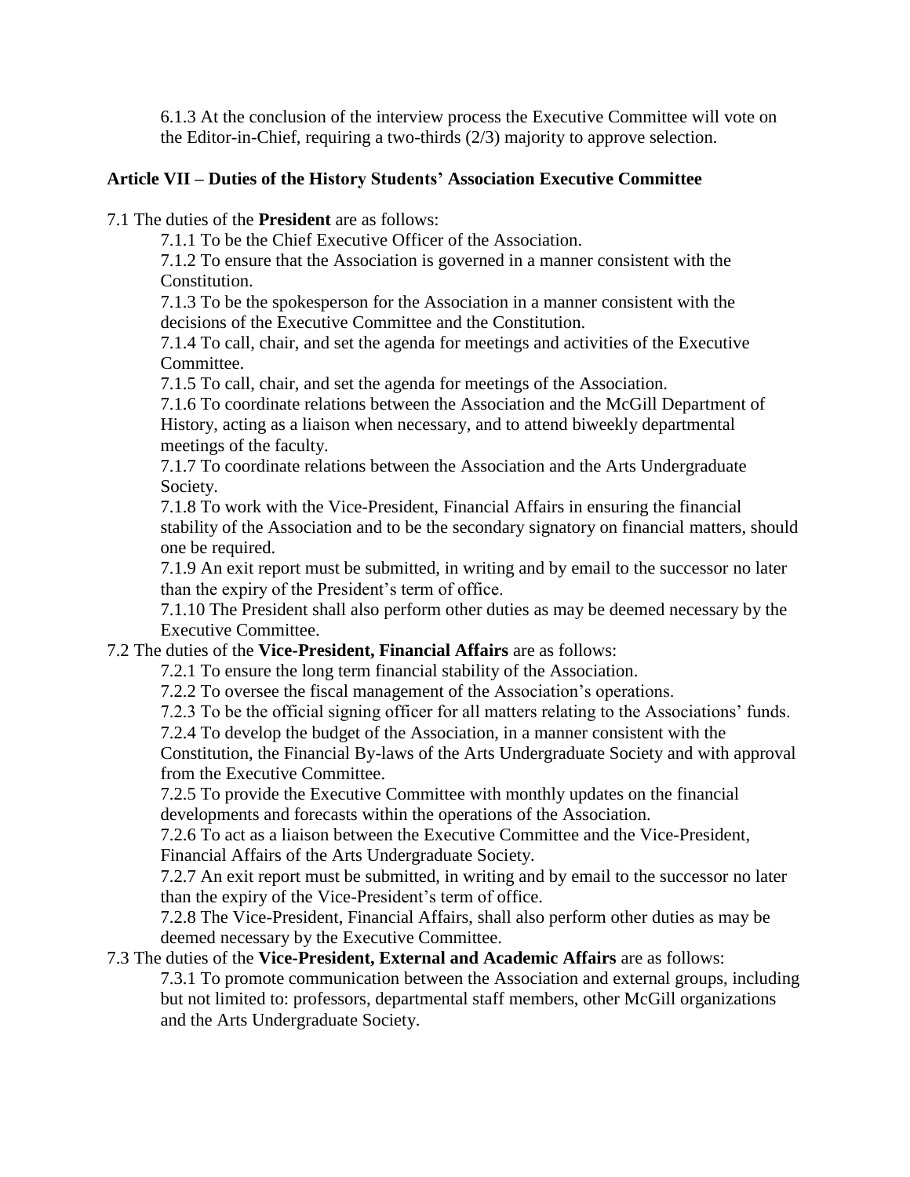6.1.3 At the conclusion of the interview process the Executive Committee will vote on the Editor-in-Chief, requiring a two-thirds (2/3) majority to approve selection.

### Article VII – Duties of the History Students' Association Executive Committee

7.1 The duties of the **President** are as follows:

7.1.1 To be the Chief Executive Officer of the Association.

7.1.2 To ensure that the Association is governed in a manner consistent with the Constitution.

7.1.3 To be the spokesperson for the Association in a manner consistent with the decisions of the Executive Committee and the Constitution.

7.1.4 To call, chair, and set the agenda for meetings and activities of the Executive Committee.

7.1.5 To call, chair, and set the agenda for meetings of the Association.

7.1.6 To coordinate relations between the Association and the McGill Department of History, acting as a liaison when necessary, and to attend biweekly departmental meetings of the faculty.

7.1.7 To coordinate relations between the Association and the Arts Undergraduate Society.

7.1.8 To work with the Vice-President, Financial Affairs in ensuring the financial stability of the Association and to be the secondary signatory on financial matters, should one be required.

7.1.9 An exit report must be submitted, in writing and by email to the successor no later than the expiry of the President's term of office.

7.1.10 The President shall also perform other duties as may be deemed necessary by the Executive Committee.

7.2 The duties of the **Vice-President, Financial Affairs** are as follows:

7.2.1 To ensure the long term financial stability of the Association.

7.2.2 To oversee the fiscal management of the Association's operations.

7.2.3 To be the official signing officer for all matters relating to the Associations' funds.

7.2.4 To develop the budget of the Association, in a manner consistent with the Constitution, the Financial By-laws of the Arts Undergraduate Society and with approval from the Executive Committee.

7.2.5 To provide the Executive Committee with monthly updates on the financial developments and forecasts within the operations of the Association.

7.2.6 To act as a liaison between the Executive Committee and the Vice-President, Financial Affairs of the Arts Undergraduate Society.

7.2.7 An exit report must be submitted, in writing and by email to the successor no later than the expiry of the Vice-President's term of office.

7.2.8 The Vice-President, Financial Affairs, shall also perform other duties as may be deemed necessary by the Executive Committee.

7.3 The duties of the **Vice-President, External and Academic Affairs** are as follows:

7.3.1 To promote communication between the Association and external groups, including but not limited to: professors, departmental staff members, other McGill organizations and the Arts Undergraduate Society.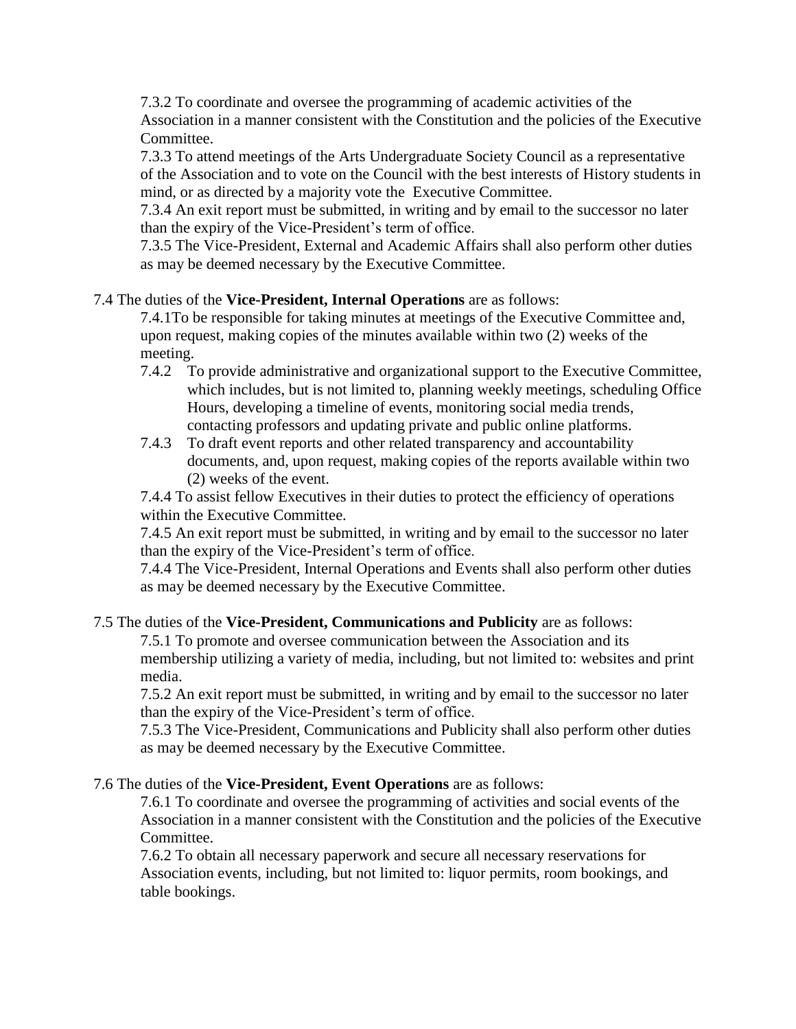7.3.2 To coordinate and oversee the programming of academic activities of the Association in a manner consistent with the Constitution and the policies of the Executive Committee.

7.3.3 To attend meetings of the Arts Undergraduate Society Council as a representative of the Association and to vote on the Council with the best interests of History students in mind, or as directed by a majority vote the Executive Committee.

7.3.4 An exit report must be submitted, in writing and by email to the successor no later than the expiry of the Vice-President's term of office.

7.3.5 The Vice-President, External and Academic Affairs shall also perform other duties as may be deemed necessary by the Executive Committee.

7.4 The duties of the **Vice-President, Internal Operations** are as follows:

7.4.1To be responsible for taking minutes at meetings of the Executive Committee and, upon request, making copies of the minutes available within two (2) weeks of the meeting.

7.4.2 To provide administrative and organizational support to the Executive Committee, which includes, but is not limited to, planning weekly meetings, scheduling Office Hours, developing a timeline of events, monitoring social media trends, contacting professors and updating private and public online platforms.

7.4.3 To draft event reports and other related transparency and accountability documents, and, upon request, making copies of the reports available within two (2) weeks of the event.

7.4.4 To assist fellow Executives in their duties to protect the efficiency of operations within the Executive Committee.

7.4.5 An exit report must be submitted, in writing and by email to the successor no later than the expiry of the Vice-President's term of office.

7.4.4 The Vice-President, Internal Operations and Events shall also perform other duties as may be deemed necessary by the Executive Committee.

7.5 The duties of the **Vice-President, Communications and Publicity** are as follows:

7.5.1 To promote and oversee communication between the Association and its membership utilizing a variety of media, including, but not limited to: websites and print media.

7.5.2 An exit report must be submitted, in writing and by email to the successor no later than the expiry of the Vice-President's term of office.

7.5.3 The Vice-President, Communications and Publicity shall also perform other duties as may be deemed necessary by the Executive Committee.

7.6 The duties of the **Vice-President, Event Operations** are as follows:

7.6.1 To coordinate and oversee the programming of activities and social events of the Association in a manner consistent with the Constitution and the policies of the Executive Committee.

7.6.2 To obtain all necessary paperwork and secure all necessary reservations for Association events, including, but not limited to: liquor permits, room bookings, and table bookings.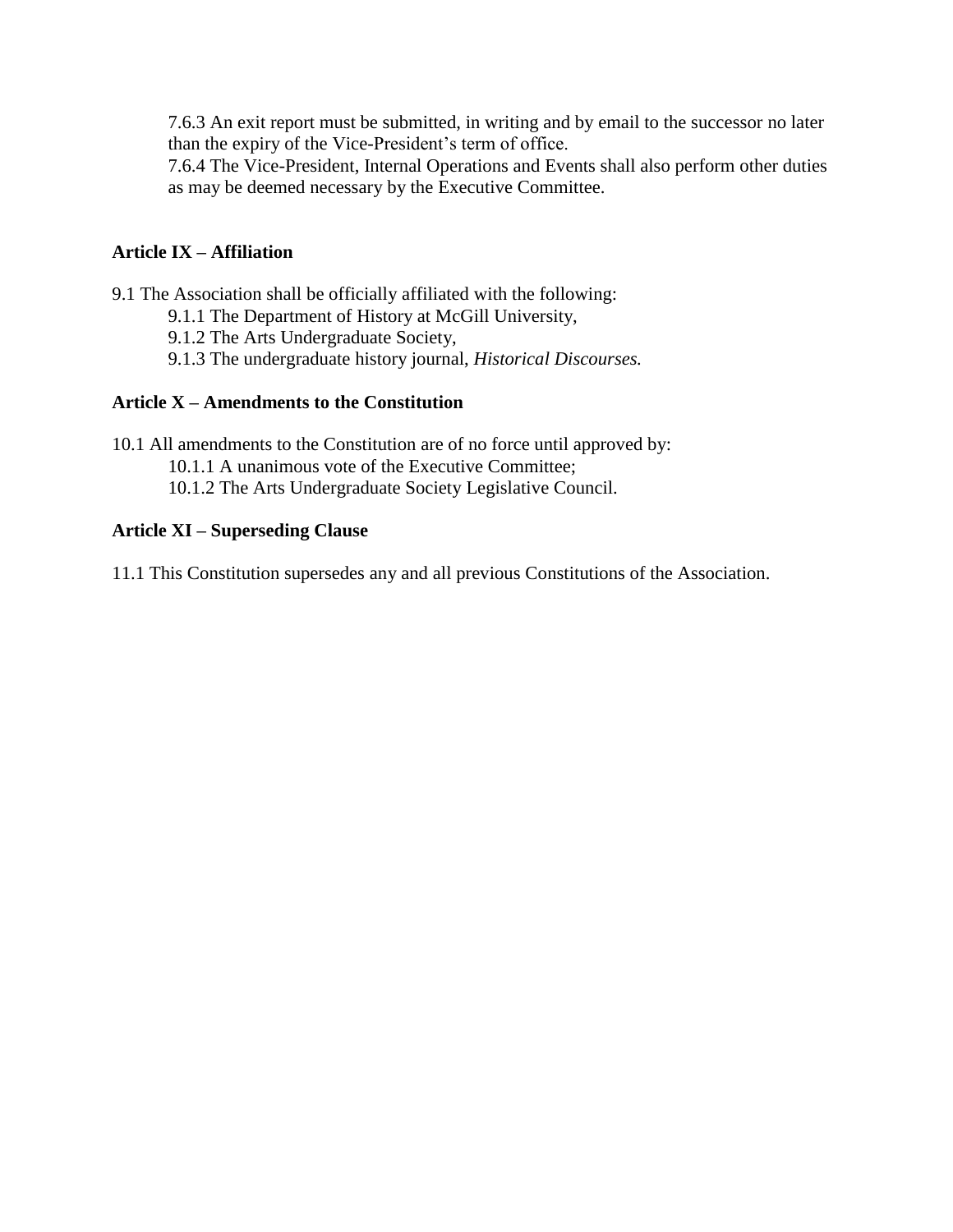7.6.3 An exit report must be submitted, in writing and by email to the successor no later than the expiry of the Vice-President's term of office.

7.6.4 The Vice-President, Internal Operations and Events shall also perform other duties as may be deemed necessary by the Executive Committee.

**Article IX – Affiliation**

9.1 The Association shall be officially affiliated with the following:

9.1.1 The Department of History at McGill University,

9.1.2 The Arts Undergraduate Society,

9.1.3 The undergraduate history journal, *Historical Discourses.*

**Article X – Amendments to the Constitution**

10.1 All amendments to the Constitution are of no force until approved by:

10.1.1 A unanimous vote of the Executive Committee;

10.1.2 The Arts Undergraduate Society Legislative Council.

**Article XI – Superseding Clause**

11.1 This Constitution supersedes any and all previous Constitutions of the Association.